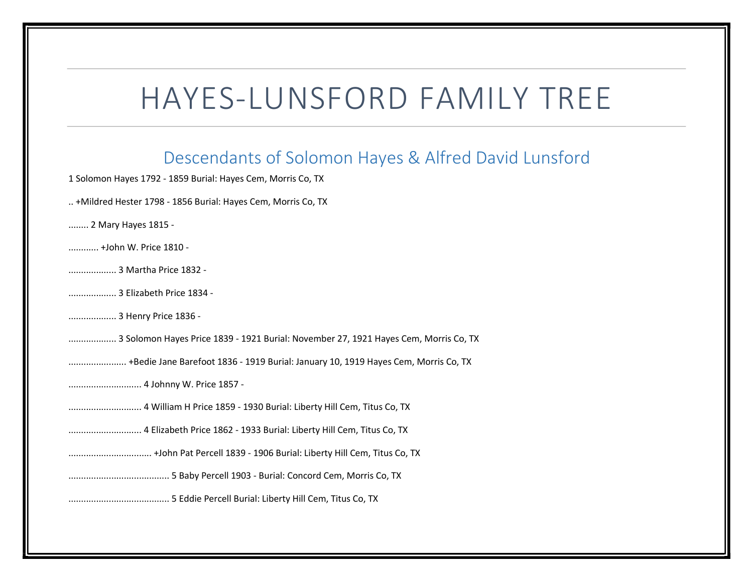# HAYES-LUNSFORD FAMILY TREE

## Descendants of Solomon Hayes & Alfred David Lunsford

1 Solomon Hayes 1792 - 1859 Burial: Hayes Cem, Morris Co, TX

.. +Mildred Hester 1798 - 1856 Burial: Hayes Cem, Morris Co, TX

........ 2 Mary Hayes 1815 -

............ +John W. Price 1810 -

................... 3 Martha Price 1832 -

................... 3 Elizabeth Price 1834 -

................... 3 Henry Price 1836 -

................... 3 Solomon Hayes Price 1839 - 1921 Burial: November 27, 1921 Hayes Cem, Morris Co, TX

....................... +Bedie Jane Barefoot 1836 - 1919 Burial: January 10, 1919 Hayes Cem, Morris Co, TX

............................. 4 Johnny W. Price 1857 -

............................. 4 William H Price 1859 - 1930 Burial: Liberty Hill Cem, Titus Co, TX

............................. 4 Elizabeth Price 1862 - 1933 Burial: Liberty Hill Cem, Titus Co, TX

................................. +John Pat Percell 1839 - 1906 Burial: Liberty Hill Cem, Titus Co, TX

........................................ 5 Baby Percell 1903 - Burial: Concord Cem, Morris Co, TX

........................................ 5 Eddie Percell Burial: Liberty Hill Cem, Titus Co, TX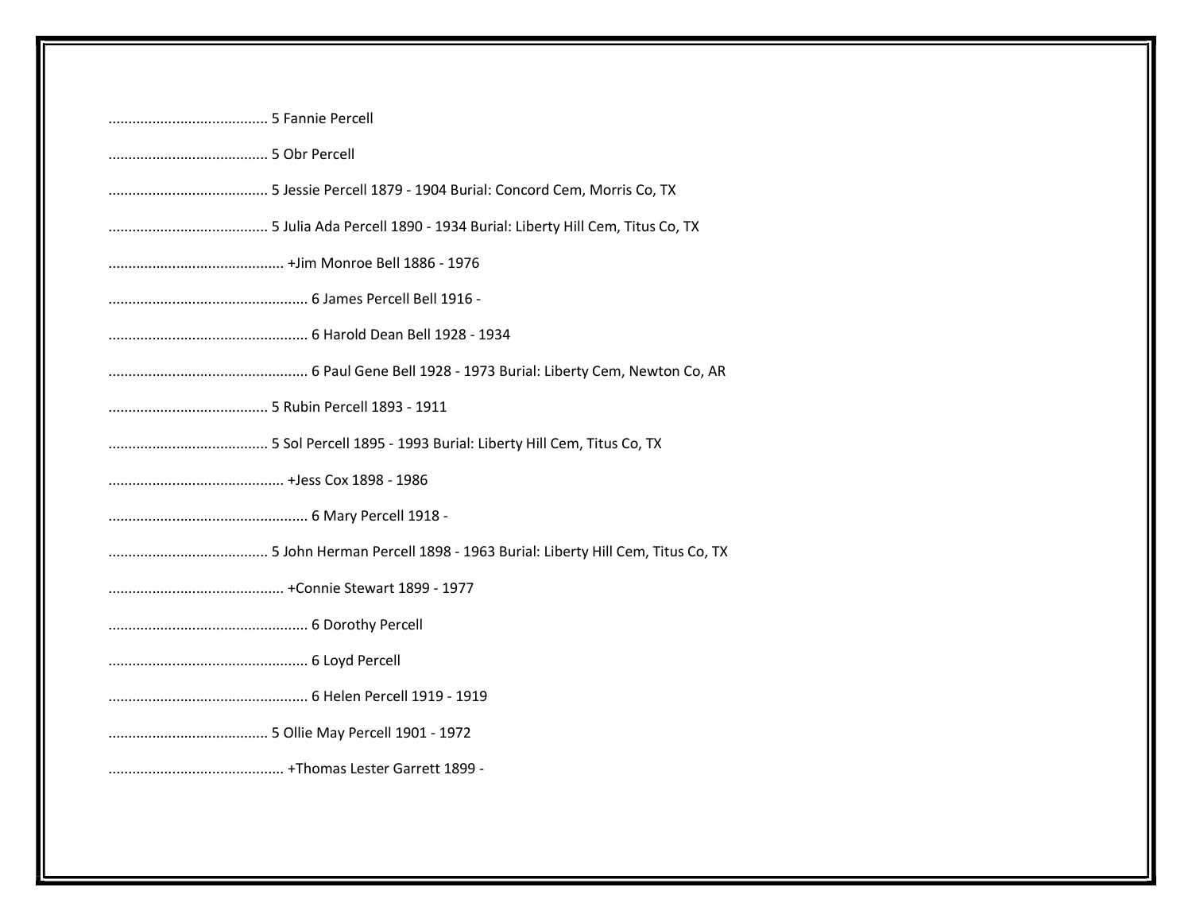........................................ 5 Fannie Percell

........................................ 5 Obr Percell

........................................ 5 Jessie Percell 1879 - 1904 Burial: Concord Cem, Morris Co, TX

........................................ 5 Julia Ada Percell 1890 - 1934 Burial: Liberty Hill Cem, Titus Co, TX

............................................ +Jim Monroe Bell 1886 - 1976

.................................................. 6 James Percell Bell 1916 -

.................................................. 6 Harold Dean Bell 1928 - 1934

.................................................. 6 Paul Gene Bell 1928 - 1973 Burial: Liberty Cem, Newton Co, AR

........................................ 5 Rubin Percell 1893 - 1911

........................................ 5 Sol Percell 1895 - 1993 Burial: Liberty Hill Cem, Titus Co, TX

............................................ +Jess Cox 1898 - 1986

.................................................. 6 Mary Percell 1918 -

........................................ 5 John Herman Percell 1898 - 1963 Burial: Liberty Hill Cem, Titus Co, TX

............................................ +Connie Stewart 1899 - 1977

.................................................. 6 Dorothy Percell

.................................................. 6 Loyd Percell

.................................................. 6 Helen Percell 1919 - 1919

........................................ 5 Ollie May Percell 1901 - 1972

............................................ +Thomas Lester Garrett 1899 -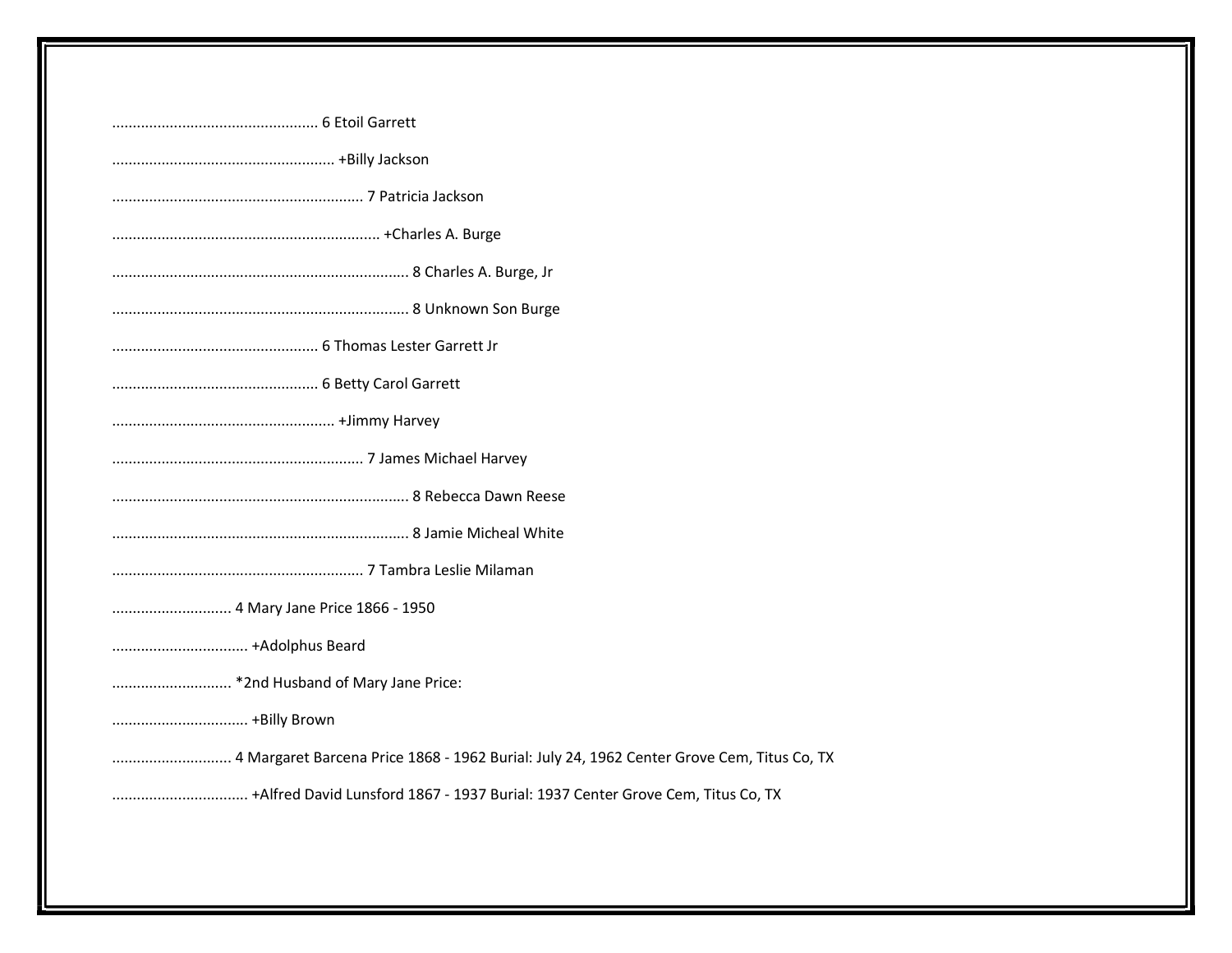.................................................. 6 Etoil Garrett

...................................................... +Billy Jackson

............................................................. 7 Patricia Jackson

................................................................. +Charles A. Burge

........................................................................ 8 Charles A. Burge, Jr

........................................................................ 8 Unknown Son Burge

.................................................. 6 Thomas Lester Garrett Jr

.................................................. 6 Betty Carol Garrett

...................................................... +Jimmy Harvey

............................................................. 7 James Michael Harvey

........................................................................ 8 Rebecca Dawn Reese

........................................................................ 8 Jamie Micheal White

............................................................. 7 Tambra Leslie Milaman

............................. 4 Mary Jane Price 1866 - 1950

................................. +Adolphus Beard

............................. *2nd Husband of Mary Jane Price:

................................. +Billy Brown

............................. 4 Margaret Barcena Price 1868 - 1962 Burial: July 24, 1962 Center Grove Cem, Titus Co, TX

................................. +Alfred David Lunsford 1867 - 1937 Burial: 1937 Center Grove Cem, Titus Co, TX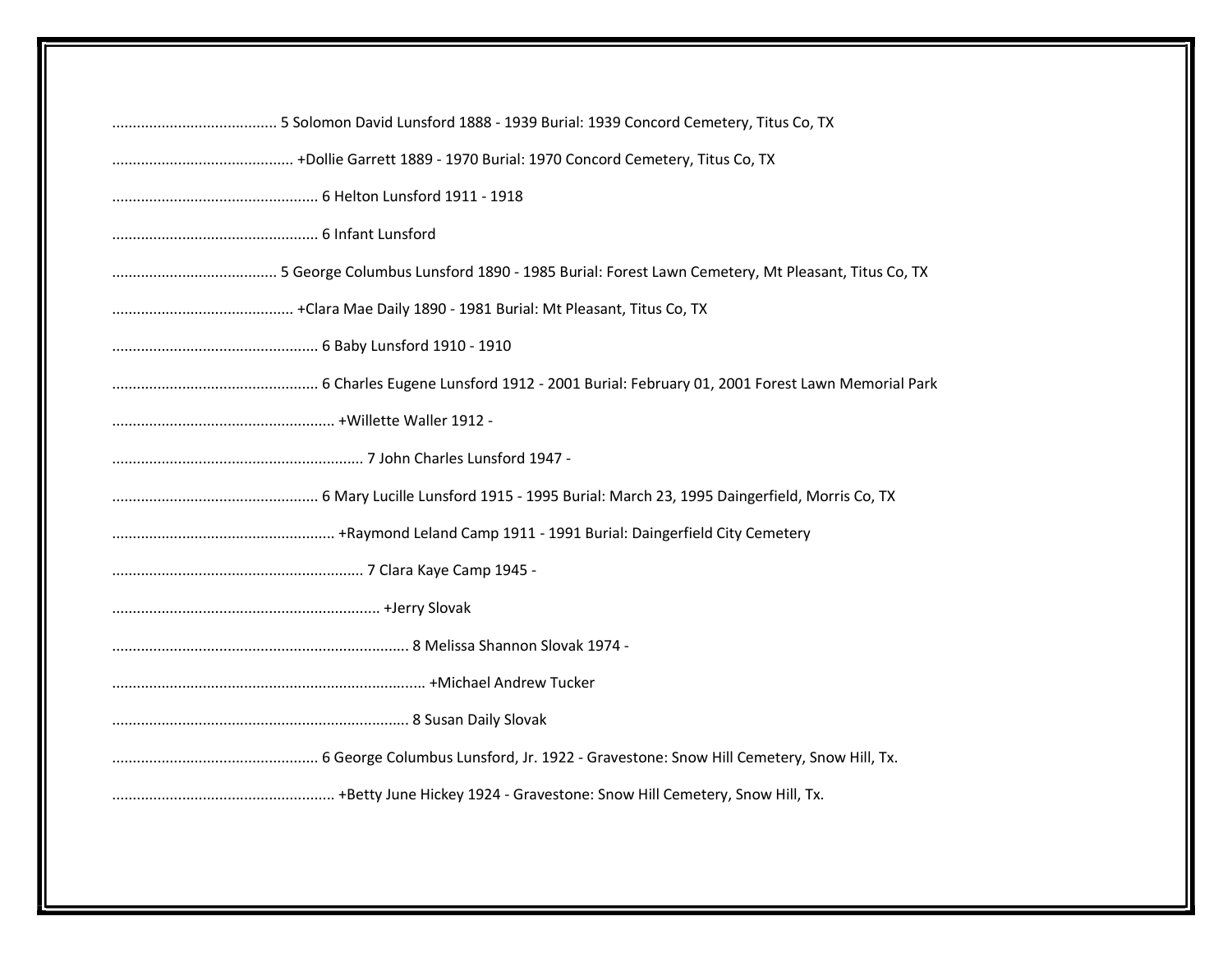........................................ 5 Solomon David Lunsford 1888 - 1939 Burial: 1939 Concord Cemetery, Titus Co, TX

............................................ +Dollie Garrett 1889 - 1970 Burial: 1970 Concord Cemetery, Titus Co, TX

.................................................. 6 Helton Lunsford 1911 - 1918

.................................................. 6 Infant Lunsford

........................................ 5 George Columbus Lunsford 1890 - 1985 Burial: Forest Lawn Cemetery, Mt Pleasant, Titus Co, TX

............................................ +Clara Mae Daily 1890 - 1981 Burial: Mt Pleasant, Titus Co, TX

.................................................. 6 Baby Lunsford 1910 - 1910

.................................................. 6 Charles Eugene Lunsford 1912 - 2001 Burial: February 01, 2001 Forest Lawn Memorial Park

...................................................... +Willette Waller 1912 -

............................................................. 7 John Charles Lunsford 1947 -

.................................................. 6 Mary Lucille Lunsford 1915 - 1995 Burial: March 23, 1995 Daingerfield, Morris Co, TX

...................................................... +Raymond Leland Camp 1911 - 1991 Burial: Daingerfield City Cemetery

............................................................. 7 Clara Kaye Camp 1945 -

................................................................. +Jerry Slovak

........................................................................ 8 Melissa Shannon Slovak 1974 -

............................................................................ +Michael Andrew Tucker

........................................................................ 8 Susan Daily Slovak

.................................................. 6 George Columbus Lunsford, Jr. 1922 - Gravestone: Snow Hill Cemetery, Snow Hill, Tx.

...................................................... +Betty June Hickey 1924 - Gravestone: Snow Hill Cemetery, Snow Hill, Tx.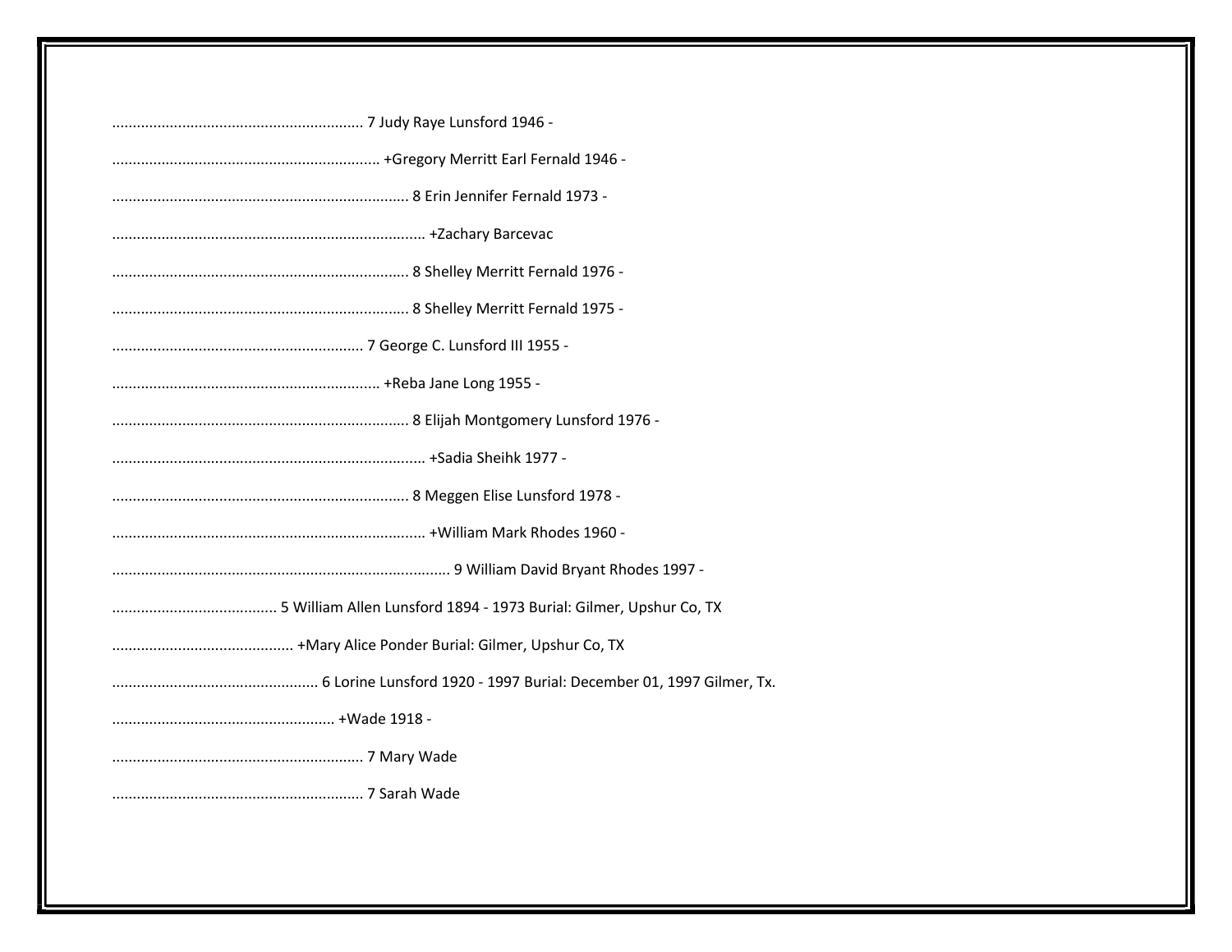............................................................ 7 Judy Raye Lunsford 1946 -

................................................................ +Gregory Merritt Earl Fernald 1946 -

....................................................................... 8 Erin Jennifer Fernald 1973 -

........................................................................... +Zachary Barcevac

....................................................................... 8 Shelley Merritt Fernald 1976 -

....................................................................... 8 Shelley Merritt Fernald 1975 -

............................................................ 7 George C. Lunsford III 1955 -

................................................................ +Reba Jane Long 1955 -

....................................................................... 8 Elijah Montgomery Lunsford 1976 -

........................................................................... +Sadia Sheihk 1977 -

....................................................................... 8 Meggen Elise Lunsford 1978 -

........................................................................... +William Mark Rhodes 1960 -

................................................................................. 9 William David Bryant Rhodes 1997 -

........................................ 5 William Allen Lunsford 1894 - 1973 Burial: Gilmer, Upshur Co, TX

............................................ +Mary Alice Ponder Burial: Gilmer, Upshur Co, TX

.................................................. 6 Lorine Lunsford 1920 - 1997 Burial: December 01, 1997 Gilmer, Tx.

...................................................... +Wade 1918 -

............................................................ 7 Mary Wade

............................................................ 7 Sarah Wade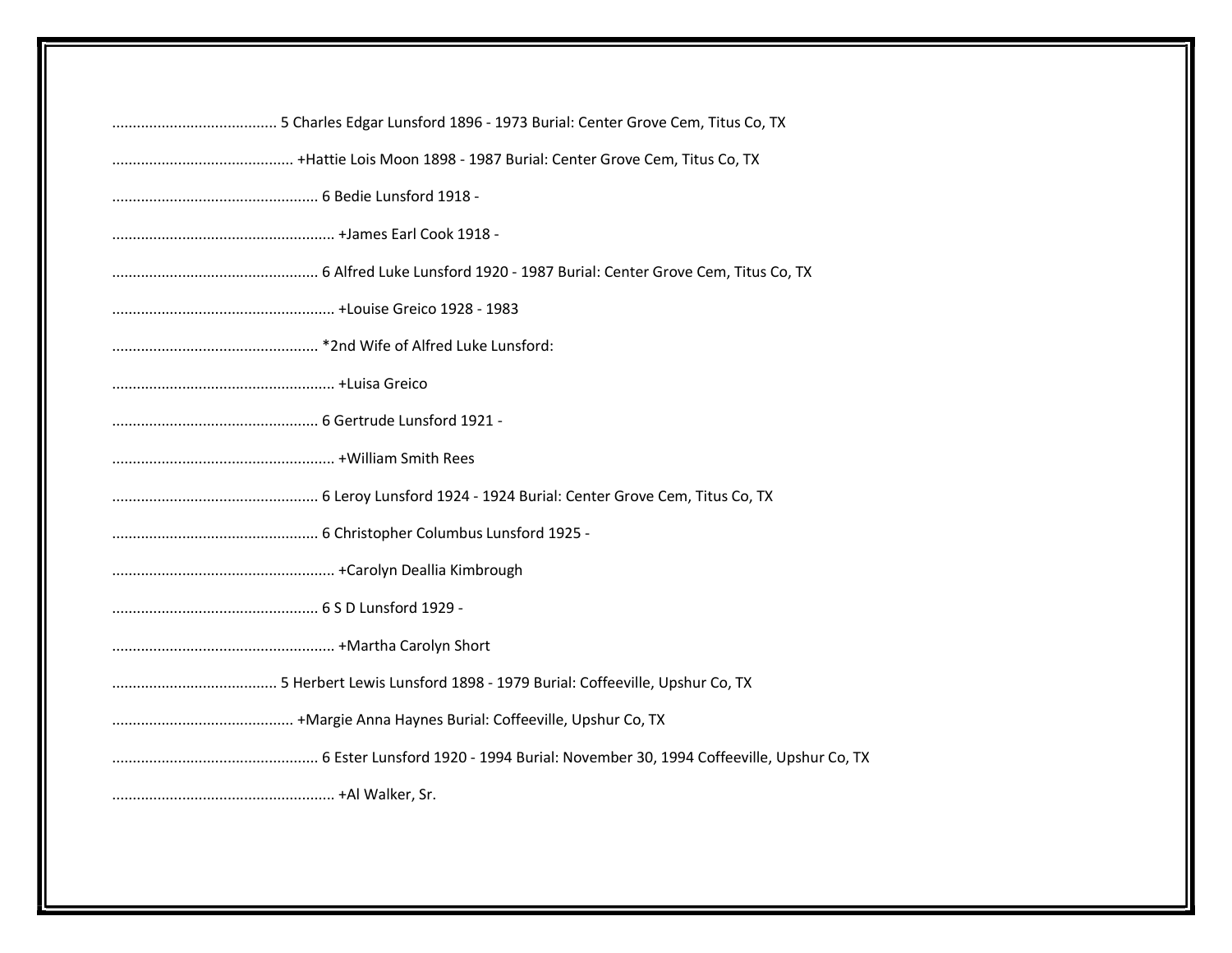........................................ 5 Charles Edgar Lunsford 1896 - 1973 Burial: Center Grove Cem, Titus Co, TX

............................................ +Hattie Lois Moon 1898 - 1987 Burial: Center Grove Cem, Titus Co, TX

.................................................. 6 Bedie Lunsford 1918 -

...................................................... +James Earl Cook 1918 -

.................................................. 6 Alfred Luke Lunsford 1920 - 1987 Burial: Center Grove Cem, Titus Co, TX

...................................................... +Louise Greico 1928 - 1983

.................................................. *2nd Wife of Alfred Luke Lunsford:

...................................................... +Luisa Greico

.................................................. 6 Gertrude Lunsford 1921 -

...................................................... +William Smith Rees

.................................................. 6 Leroy Lunsford 1924 - 1924 Burial: Center Grove Cem, Titus Co, TX

.................................................. 6 Christopher Columbus Lunsford 1925 -

...................................................... +Carolyn Deallia Kimbrough

.................................................. 6 S D Lunsford 1929 -

...................................................... +Martha Carolyn Short

........................................ 5 Herbert Lewis Lunsford 1898 - 1979 Burial: Coffeeville, Upshur Co, TX

............................................ +Margie Anna Haynes Burial: Coffeeville, Upshur Co, TX

.................................................. 6 Ester Lunsford 1920 - 1994 Burial: November 30, 1994 Coffeeville, Upshur Co, TX

...................................................... +Al Walker, Sr.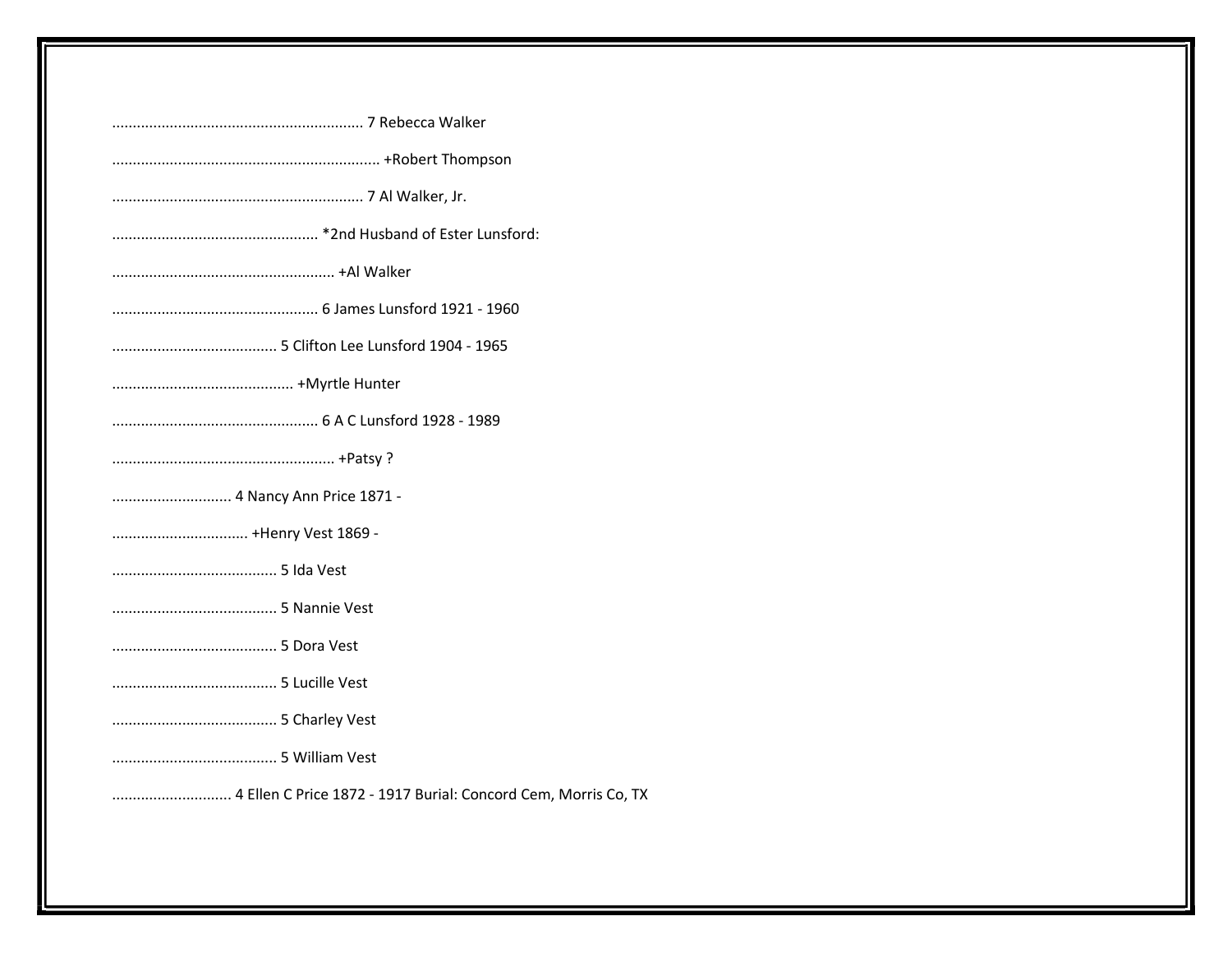............................................................ 7 Rebecca Walker

................................................................ +Robert Thompson

............................................................ 7 Al Walker, Jr.

.................................................. *2nd Husband of Ester Lunsford:

...................................................... +Al Walker

.................................................. 6 James Lunsford 1921 - 1960

........................................ 5 Clifton Lee Lunsford 1904 - 1965

............................................ +Myrtle Hunter

.................................................. 6 A C Lunsford 1928 - 1989

...................................................... +Patsy ?

............................. 4 Nancy Ann Price 1871 -

................................. +Henry Vest 1869 -

........................................ 5 Ida Vest

........................................ 5 Nannie Vest

........................................ 5 Dora Vest

........................................ 5 Lucille Vest

........................................ 5 Charley Vest

........................................ 5 William Vest

............................. 4 Ellen C Price 1872 - 1917 Burial: Concord Cem, Morris Co, TX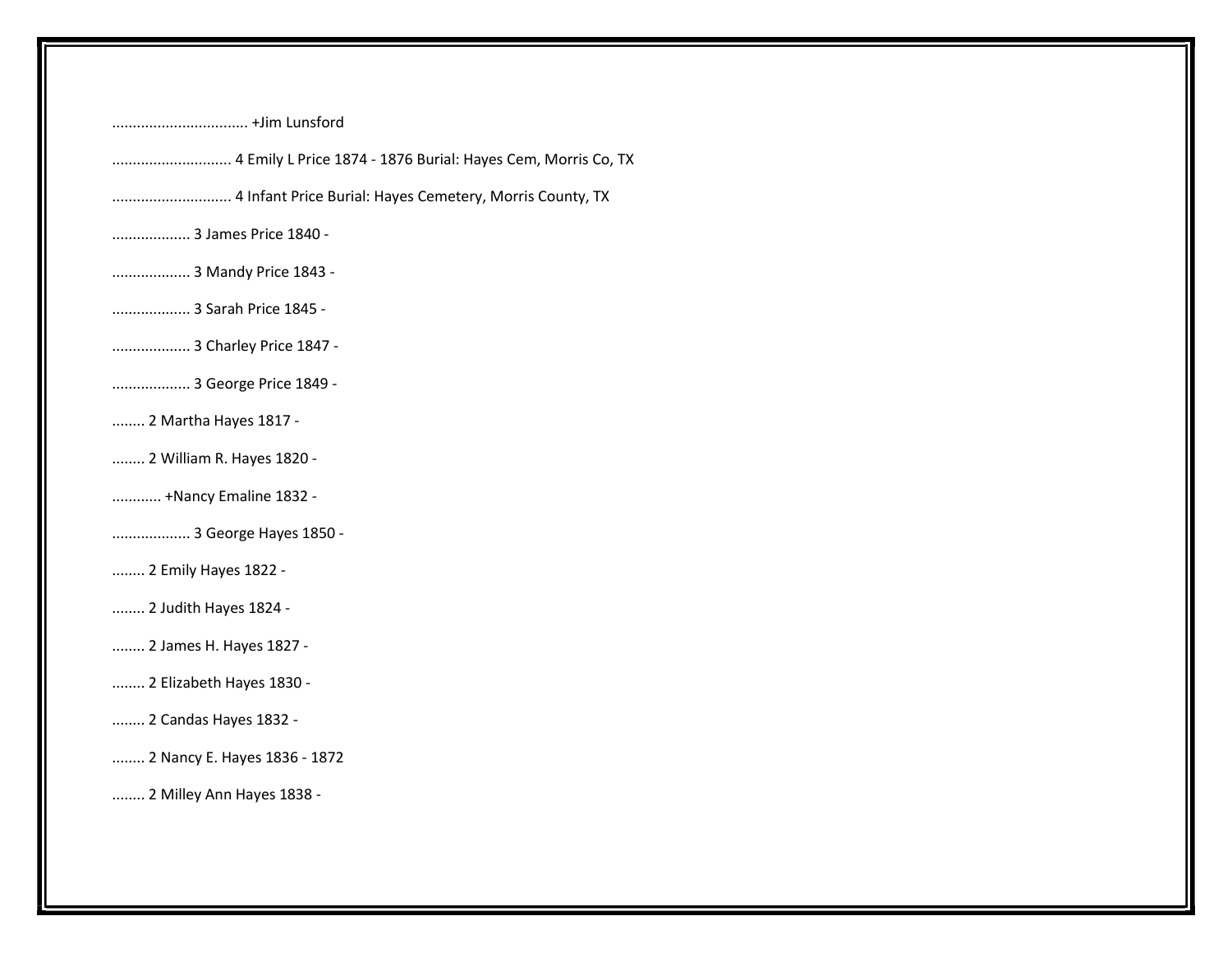................................ +Jim Lunsford

............................ 4 Emily L Price 1874 - 1876 Burial: Hayes Cem, Morris Co, TX

............................ 4 Infant Price Burial: Hayes Cemetery, Morris County, TX

.................. 3 James Price 1840 -

.................. 3 Mandy Price 1843 -

.................. 3 Sarah Price 1845 -

.................. 3 Charley Price 1847 -

.................. 3 George Price 1849 -

........ 2 Martha Hayes 1817 -

........ 2 William R. Hayes 1820 -

............ +Nancy Emaline 1832 -

.................. 3 George Hayes 1850 -

........ 2 Emily Hayes 1822 -

........ 2 Judith Hayes 1824 -

........ 2 James H. Hayes 1827 -

........ 2 Elizabeth Hayes 1830 -

........ 2 Candas Hayes 1832 -

........ 2 Nancy E. Hayes 1836 - 1872

........ 2 Milley Ann Hayes 1838 -